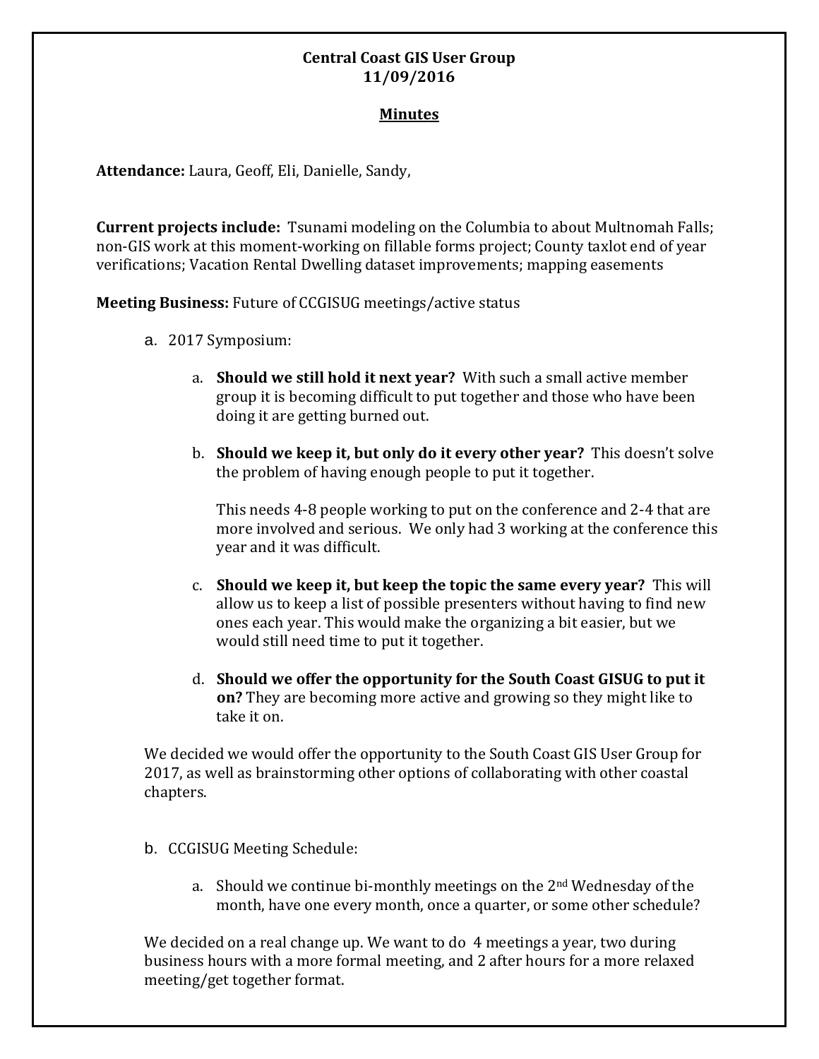**Central Coast GIS User Group**
**11/09/2016**

**Minutes**

**Attendance:** Laura, Geoff, Eli, Danielle, Sandy,

**Current projects include:** Tsunami modeling on the Columbia to about Multnomah Falls; non-GIS work at this moment-working on fillable forms project; County taxlot end of year verifications; Vacation Rental Dwelling dataset improvements; mapping easements

**Meeting Business:** Future of CCGISUG meetings/active status

a. 2017 Symposium:

   a. **Should we still hold it next year?** With such a small active member group it is becoming difficult to put together and those who have been doing it are getting burned out.

   b. **Should we keep it, but only do it every other year?** This doesn't solve the problem of having enough people to put it together.

      This needs 4-8 people working to put on the conference and 2-4 that are more involved and serious. We only had 3 working at the conference this year and it was difficult.

   c. **Should we keep it, but keep the topic the same every year?** This will allow us to keep a list of possible presenters without having to find new ones each year. This would make the organizing a bit easier, but we would still need time to put it together.

   d. **Should we offer the opportunity for the South Coast GISUG to put it on?** They are becoming more active and growing so they might like to take it on.

We decided we would offer the opportunity to the South Coast GIS User Group for 2017, as well as brainstorming other options of collaborating with other coastal chapters.

b. CCGISUG Meeting Schedule:

   a. Should we continue bi-monthly meetings on the 2nd Wednesday of the month, have one every month, once a quarter, or some other schedule?

We decided on a real change up. We want to do 4 meetings a year, two during business hours with a more formal meeting, and 2 after hours for a more relaxed meeting/get together format.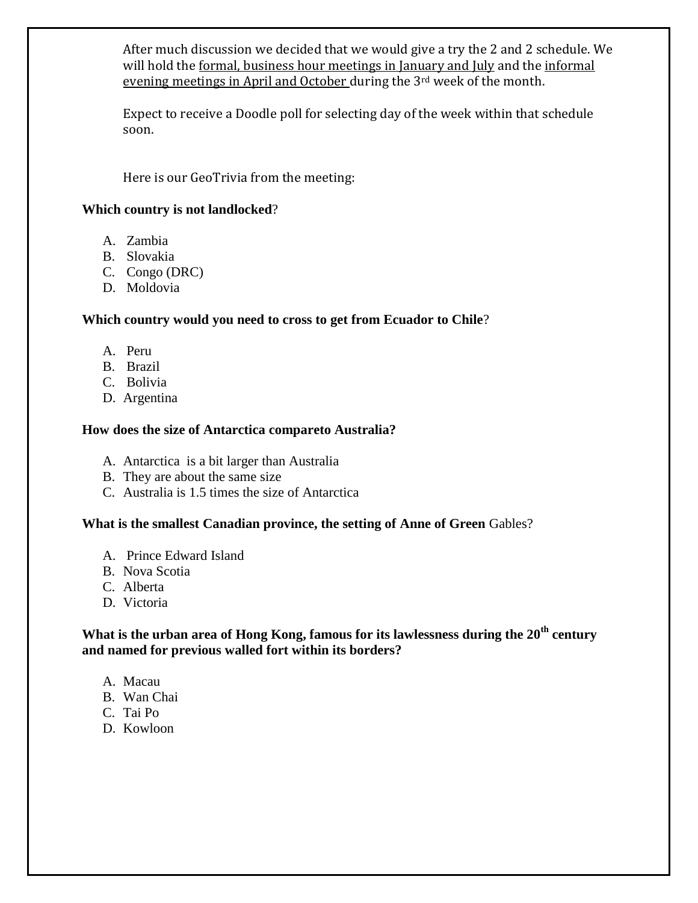After much discussion we decided that we would give a try the 2 and 2 schedule. We will hold the formal, business hour meetings in January and July and the informal evening meetings in April and October during the 3rd week of the month.

Expect to receive a Doodle poll for selecting day of the week within that schedule soon.

Here is our GeoTrivia from the meeting:

**Which country is not landlocked**?

A. Zambia
B. Slovakia
C. Congo (DRC)
D. Moldovia

**Which country would you need to cross to get from Ecuador to Chile**?

A. Peru
B. Brazil
C. Bolivia
D. Argentina

**How does the size of Antarctica compareto Australia?**

A. Antarctica is a bit larger than Australia
B. They are about the same size
C. Australia is 1.5 times the size of Antarctica

**What is the smallest Canadian province, the setting of Anne of Green** Gables?

A. Prince Edward Island
B. Nova Scotia
C. Alberta
D. Victoria

**What is the urban area of Hong Kong, famous for its lawlessness during the 20th century and named for previous walled fort within its borders?**

A. Macau
B. Wan Chai
C. Tai Po
D. Kowloon